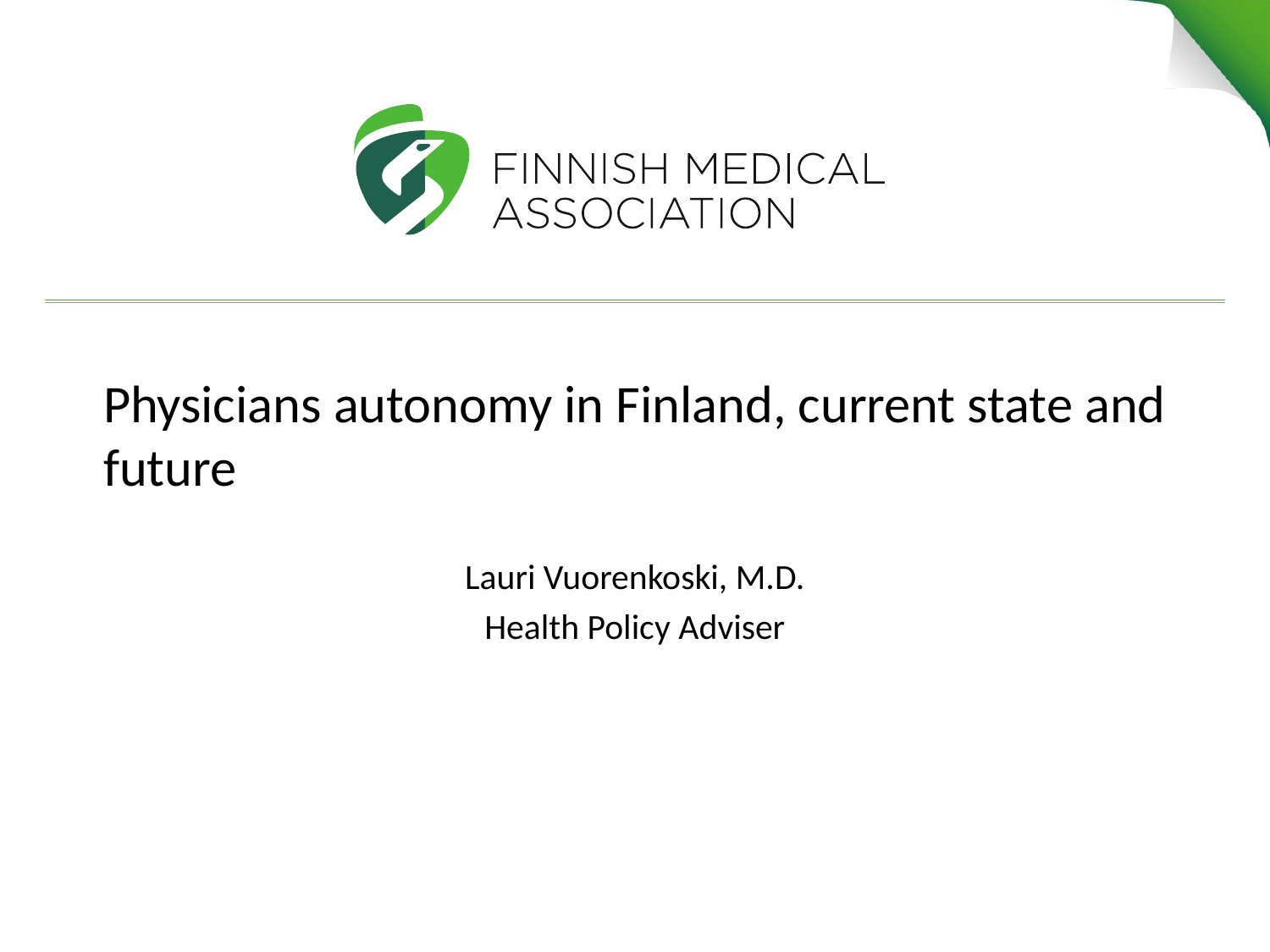FINNISH MEDICAL ASSOCIATION

# Physicians autonomy in Finland, current state and future

Lauri Vuorenkoski, M.D.

Health Policy Adviser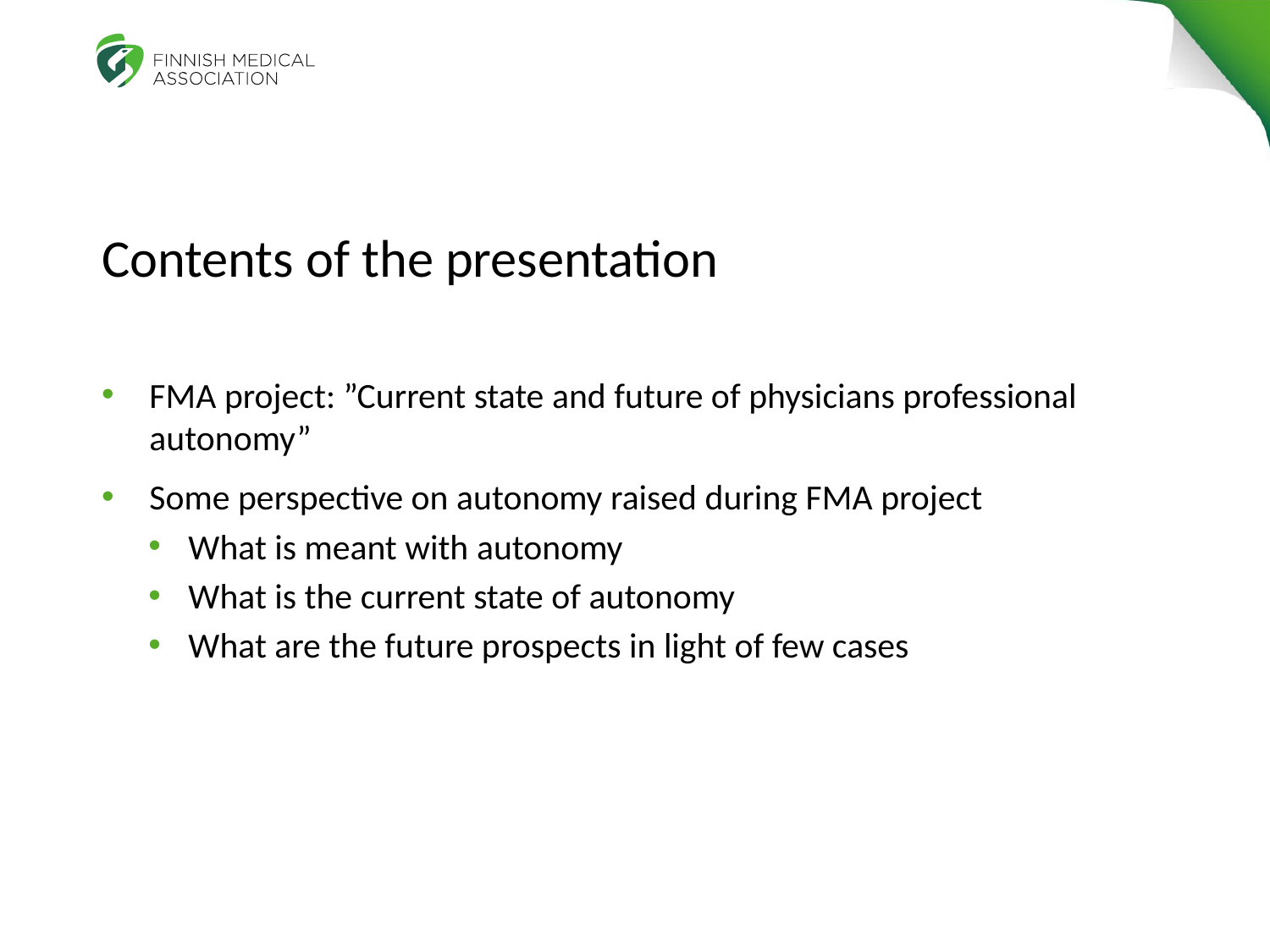# Contents of the presentation

- FMA project: ”Current state and future of physicians professional autonomy”
- Some perspective on autonomy raised during FMA project
  - What is meant with autonomy
  - What is the current state of autonomy
  - What are the future prospects in light of few cases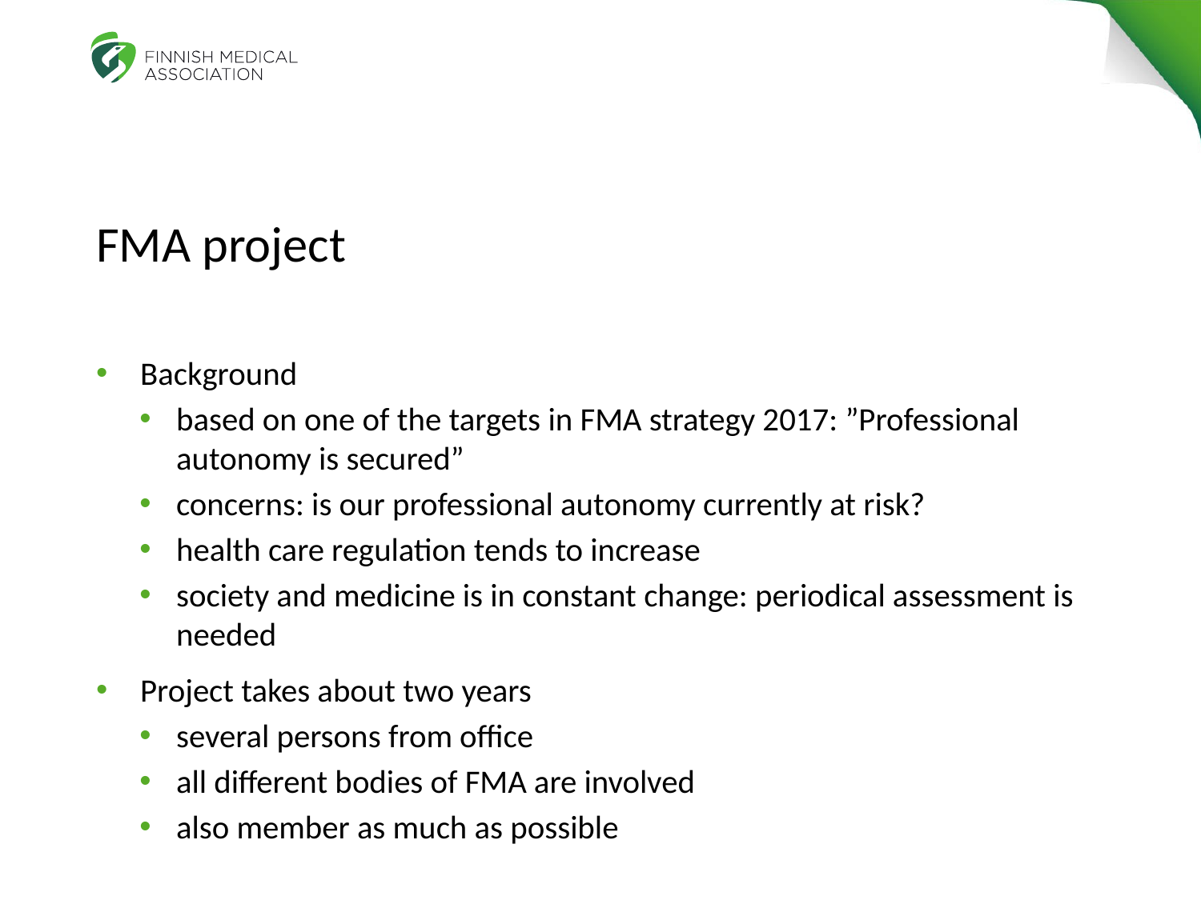# FMA project

- Background
  - based on one of the targets in FMA strategy 2017: ”Professional autonomy is secured”
  - concerns: is our professional autonomy currently at risk?
  - health care regulation tends to increase
  - society and medicine is in constant change: periodical assessment is needed
- Project takes about two years
  - several persons from office
  - all different bodies of FMA are involved
  - also member as much as possible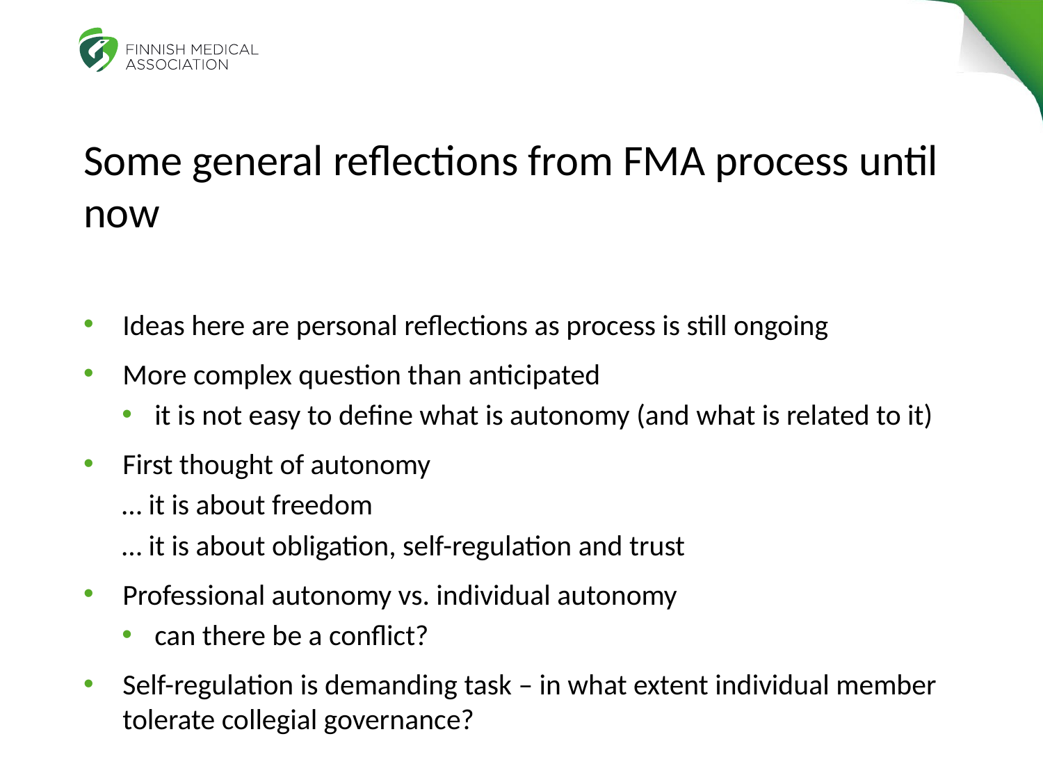# Some general reflections from FMA process until now

- Ideas here are personal reflections as process is still ongoing
- More complex question than anticipated
  - it is not easy to define what is autonomy (and what is related to it)
- First thought of autonomy

  … it is about freedom

  … it is about obligation, self-regulation and trust
- Professional autonomy vs. individual autonomy
  - can there be a conflict?
- Self-regulation is demanding task – in what extent individual member tolerate collegial governance?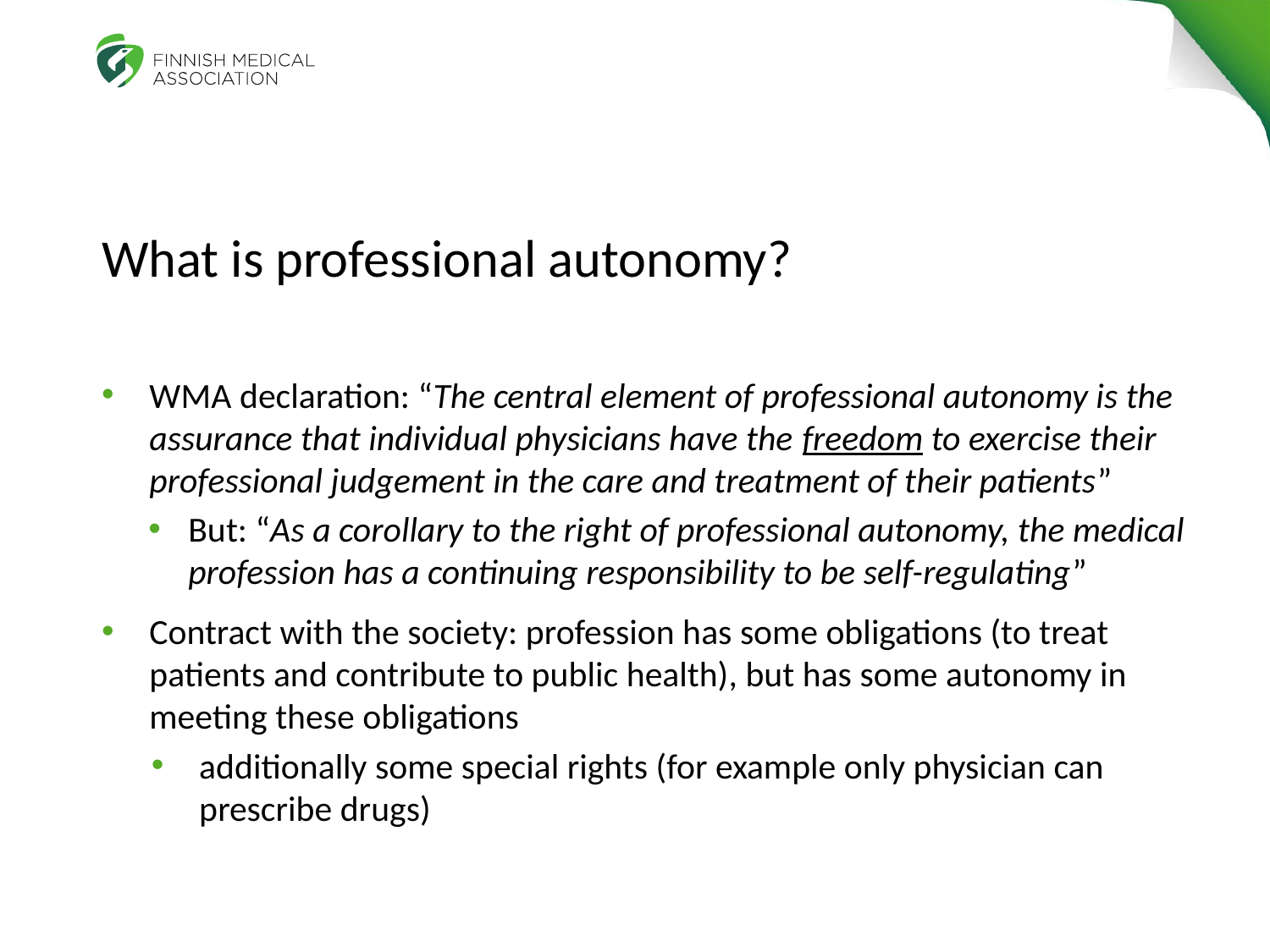# What is professional autonomy?

- WMA declaration: "*The central element of professional autonomy is the assurance that individual physicians have the <u>freedom</u> to exercise their professional judgement in the care and treatment of their patients*"
  - But: "*As a corollary to the right of professional autonomy, the medical profession has a continuing responsibility to be self-regulating*"
- Contract with the society: profession has some obligations (to treat patients and contribute to public health), but has some autonomy in meeting these obligations
  - additionally some special rights (for example only physician can prescribe drugs)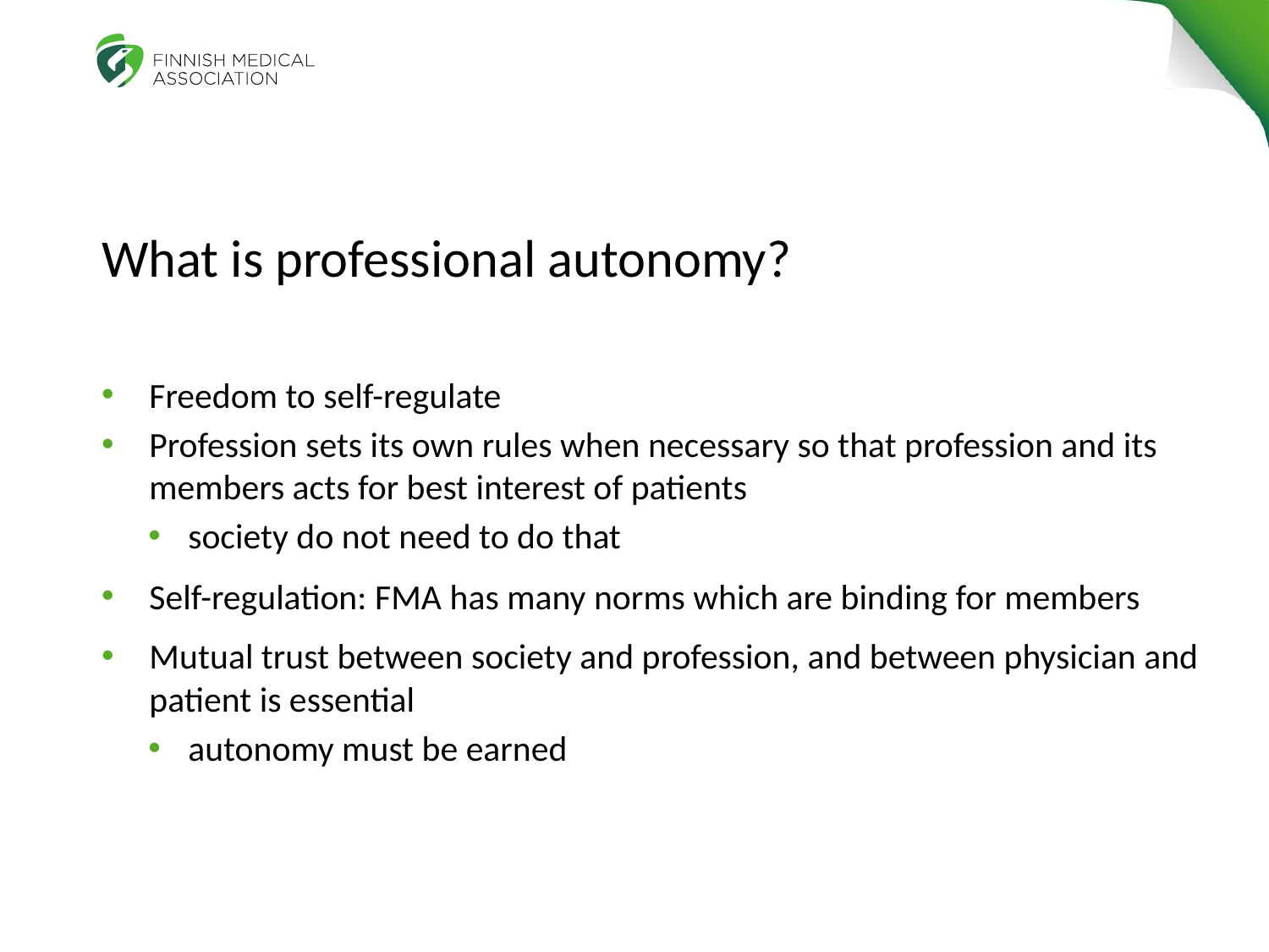# What is professional autonomy?

- Freedom to self-regulate
- Profession sets its own rules when necessary so that profession and its members acts for best interest of patients
  - society do not need to do that
- Self-regulation: FMA has many norms which are binding for members
- Mutual trust between society and profession, and between physician and patient is essential
  - autonomy must be earned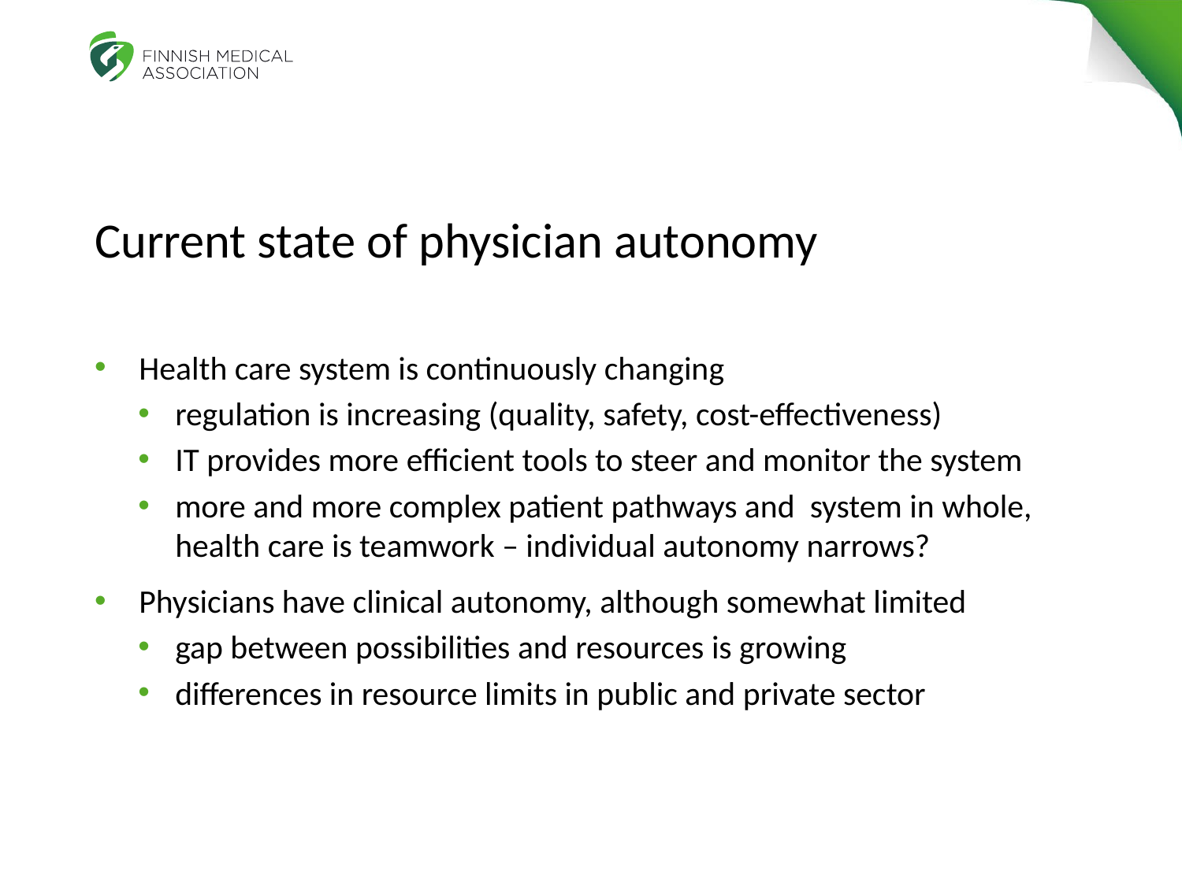# Current state of physician autonomy

- Health care system is continuously changing
  - regulation is increasing (quality, safety, cost-effectiveness)
  - IT provides more efficient tools to steer and monitor the system
  - more and more complex patient pathways and system in whole, health care is teamwork – individual autonomy narrows?
- Physicians have clinical autonomy, although somewhat limited
  - gap between possibilities and resources is growing
  - differences in resource limits in public and private sector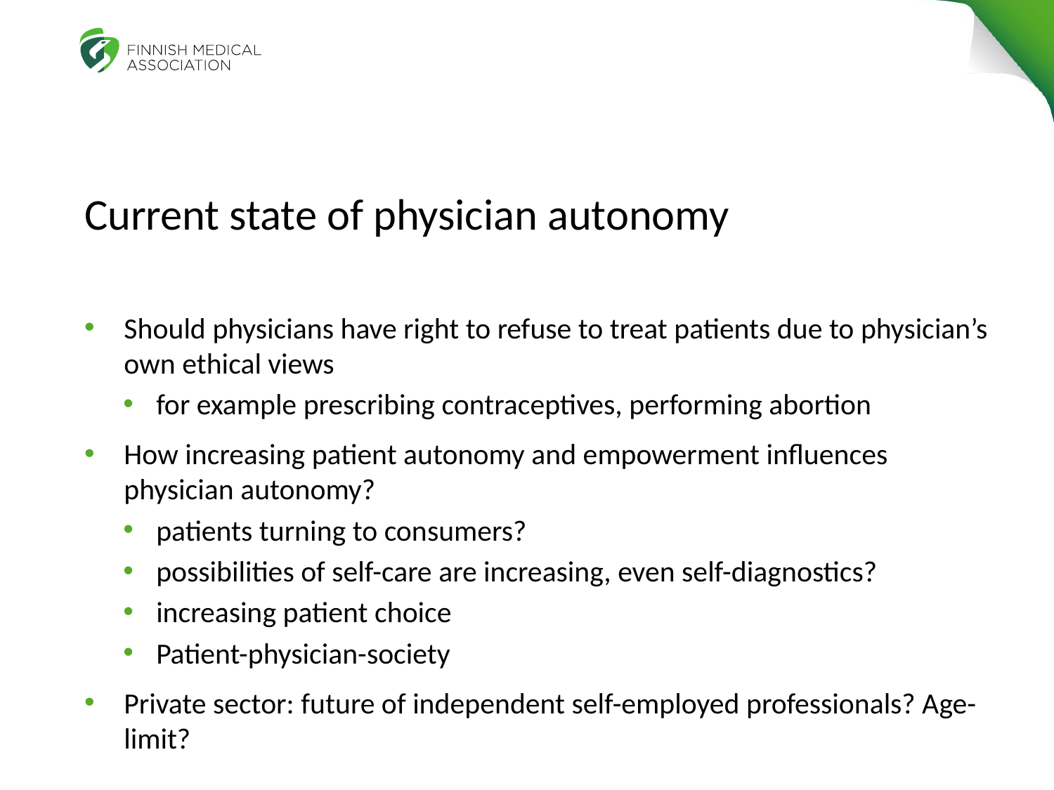# Current state of physician autonomy

- Should physicians have right to refuse to treat patients due to physician's own ethical views
  - for example prescribing contraceptives, performing abortion
- How increasing patient autonomy and empowerment influences physician autonomy?
  - patients turning to consumers?
  - possibilities of self-care are increasing, even self-diagnostics?
  - increasing patient choice
  - Patient-physician-society
- Private sector: future of independent self-employed professionals? Age-limit?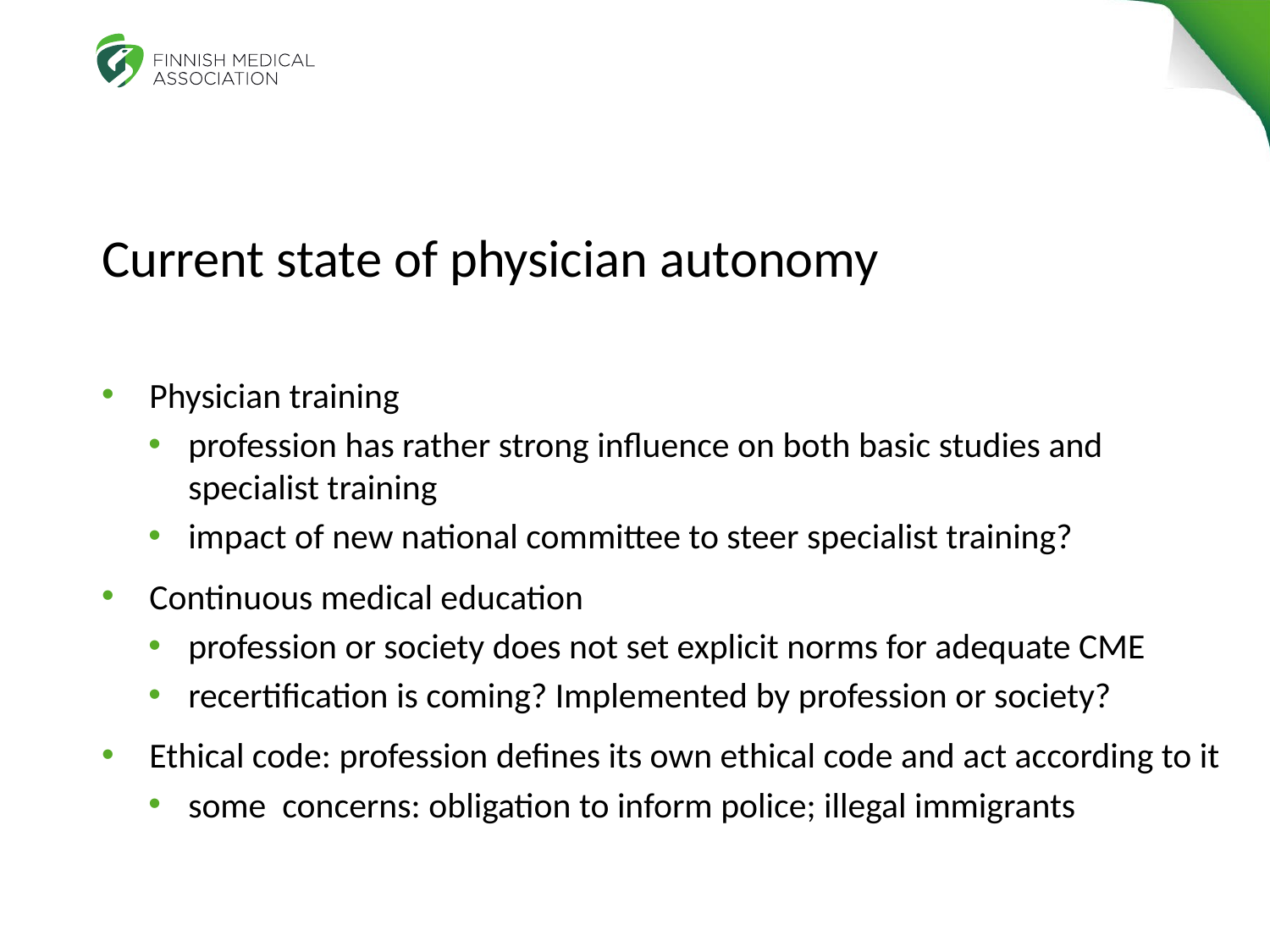# Current state of physician autonomy

- Physician training
  - profession has rather strong influence on both basic studies and specialist training
  - impact of new national committee to steer specialist training?
- Continuous medical education
  - profession or society does not set explicit norms for adequate CME
  - recertification is coming? Implemented by profession or society?
- Ethical code: profession defines its own ethical code and act according to it
  - some concerns: obligation to inform police; illegal immigrants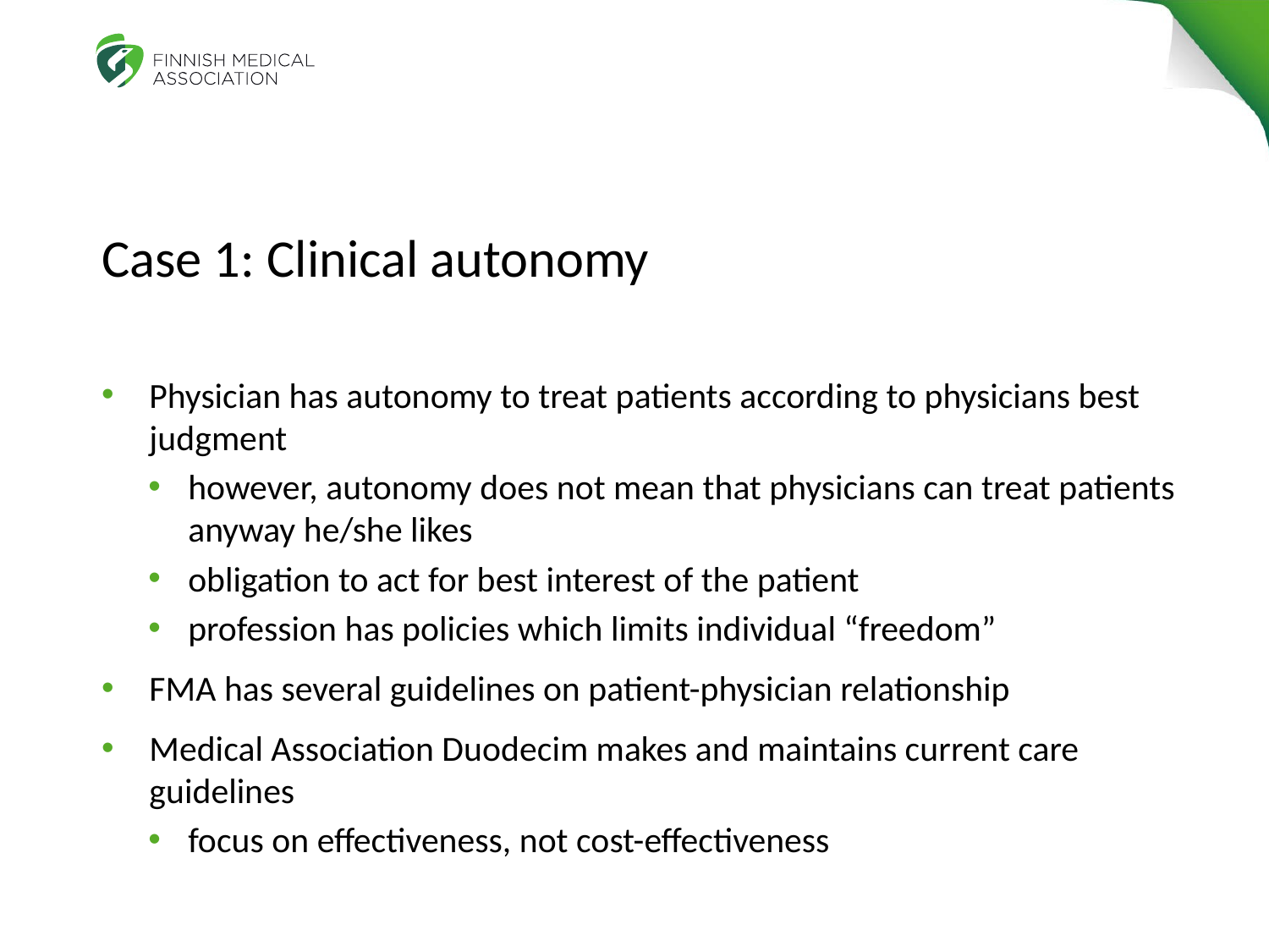# Case 1: Clinical autonomy

- Physician has autonomy to treat patients according to physicians best judgment
  - however, autonomy does not mean that physicians can treat patients anyway he/she likes
  - obligation to act for best interest of the patient
  - profession has policies which limits individual “freedom”
- FMA has several guidelines on patient-physician relationship
- Medical Association Duodecim makes and maintains current care guidelines
  - focus on effectiveness, not cost-effectiveness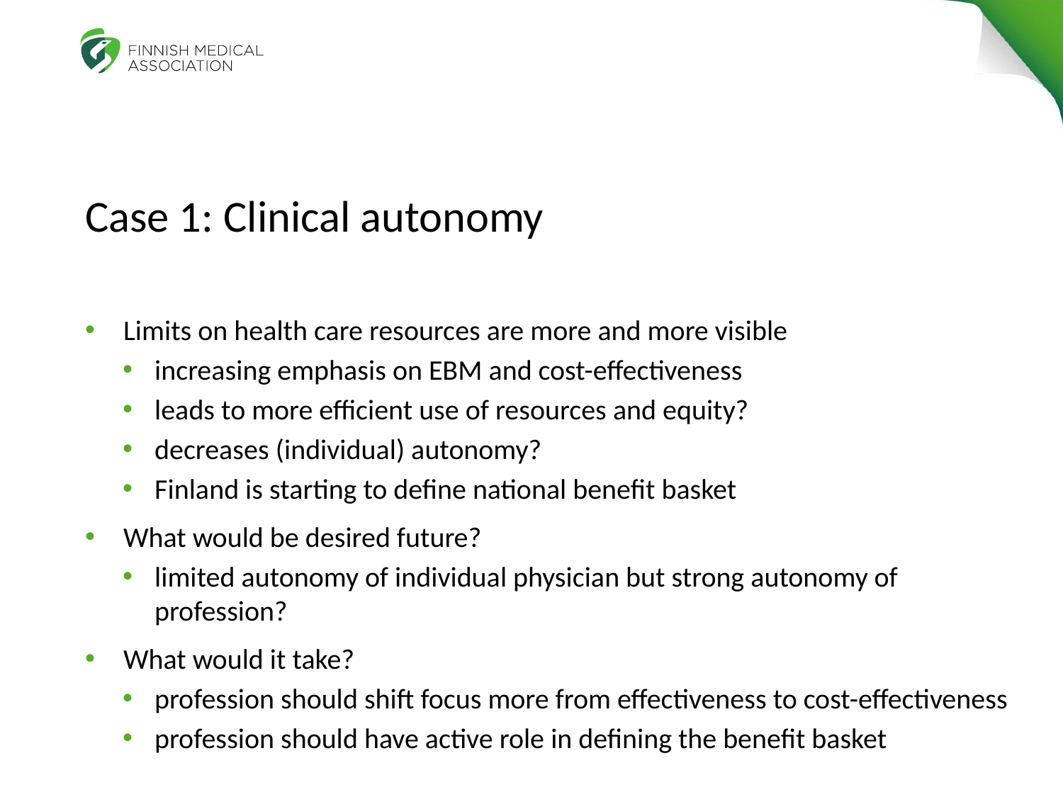# Case 1: Clinical autonomy

- Limits on health care resources are more and more visible
  - increasing emphasis on EBM and cost-effectiveness
  - leads to more efficient use of resources and equity?
  - decreases (individual) autonomy?
  - Finland is starting to define national benefit basket
- What would be desired future?
  - limited autonomy of individual physician but strong autonomy of profession?
- What would it take?
  - profession should shift focus more from effectiveness to cost-effectiveness
  - profession should have active role in defining the benefit basket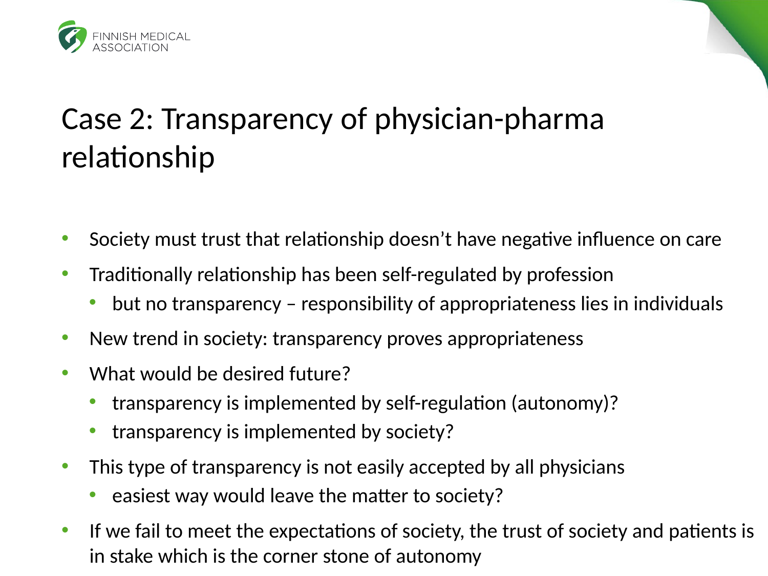# Case 2: Transparency of physician-pharma relationship

- Society must trust that relationship doesn't have negative influence on care
- Traditionally relationship has been self-regulated by profession
  - but no transparency – responsibility of appropriateness lies in individuals
- New trend in society: transparency proves appropriateness
- What would be desired future?
  - transparency is implemented by self-regulation (autonomy)?
  - transparency is implemented by society?
- This type of transparency is not easily accepted by all physicians
  - easiest way would leave the matter to society?
- If we fail to meet the expectations of society, the trust of society and patients is in stake which is the corner stone of autonomy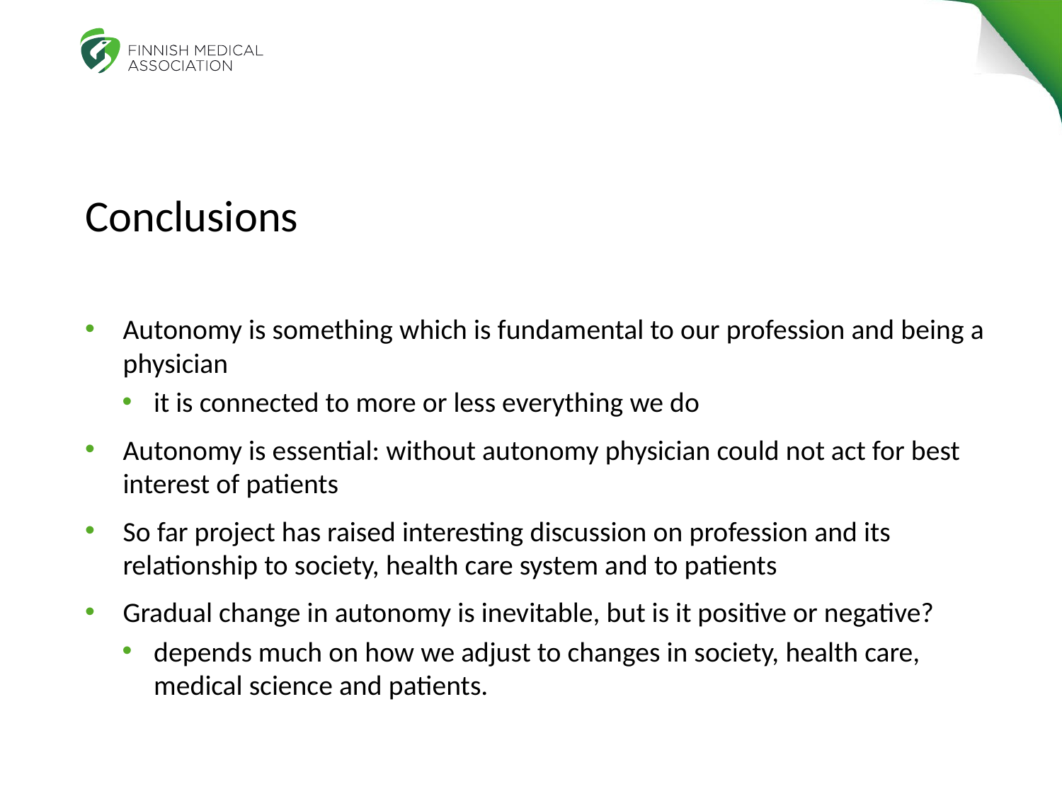# Conclusions

- Autonomy is something which is fundamental to our profession and being a physician
  - it is connected to more or less everything we do
- Autonomy is essential: without autonomy physician could not act for best interest of patients
- So far project has raised interesting discussion on profession and its relationship to society, health care system and to patients
- Gradual change in autonomy is inevitable, but is it positive or negative?
  - depends much on how we adjust to changes in society, health care, medical science and patients.